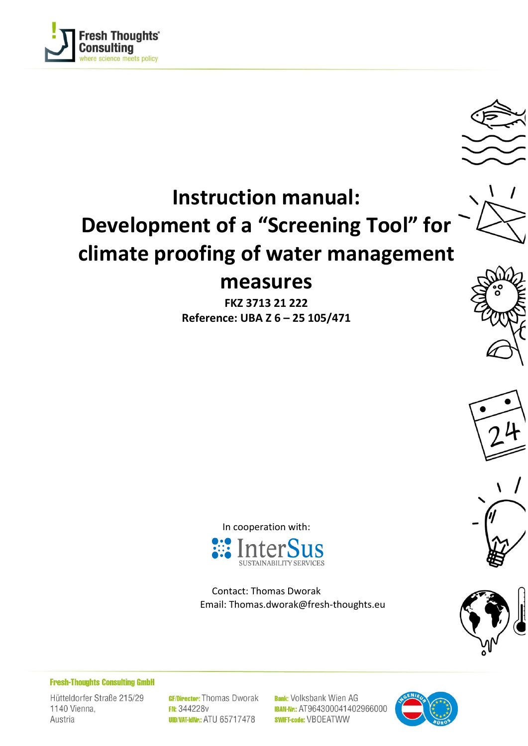Fresh Thoughts Consulting
where science meets policy

# Instruction manual: Development of a "Screening Tool" for climate proofing of water management measures

**FKZ 3713 21 222**

**Reference: UBA Z 6 – 25 105/471**

In cooperation with:

InterSus
SUSTAINABILITY SERVICES

Contact: Thomas Dworak

Email: Thomas.dworak@fresh-thoughts.eu

**Fresh-Thoughts Consulting GmbH**

Hütteldorfer Straße 215/29
1140 Vienna,
Austria

**GF/Director:** Thomas Dworak
**FN:** 344228v
**UID/VAT-IdNr.:** ATU 65717478

**Bank:** Volksbank Wien AG
**IBAN-Nr.:** AT964300041402966000
**SWIFT-code:** VBOEATWW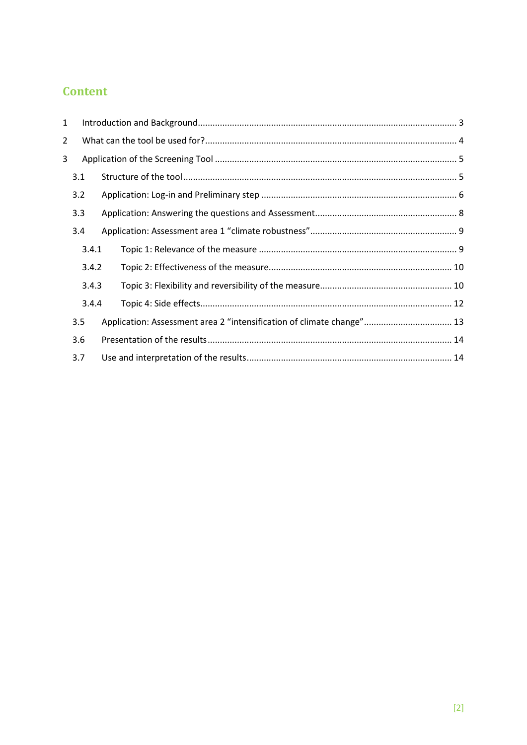# Content

1 Introduction and Background ........................................................................................................... 3

2 What can the tool be used for? ........................................................................................................ 4

3 Application of the Screening Tool ................................................................................................... 5

3.1 Structure of the tool ................................................................................................................. 5

3.2 Application: Log-in and Preliminary step ................................................................................. 6

3.3 Application: Answering the questions and Assessment ........................................................... 8

3.4 Application: Assessment area 1 “climate robustness” ............................................................. 9

3.4.1 Topic 1: Relevance of the measure .................................................................................. 9

3.4.2 Topic 2: Effectiveness of the measure ............................................................................ 10

3.4.3 Topic 3: Flexibility and reversibility of the measure ....................................................... 10

3.4.4 Topic 4: Side effects ........................................................................................................ 12

3.5 Application: Assessment area 2 “intensification of climate change” ..................................... 13

3.6 Presentation of the results .................................................................................................... 14

3.7 Use and interpretation of the results ..................................................................................... 14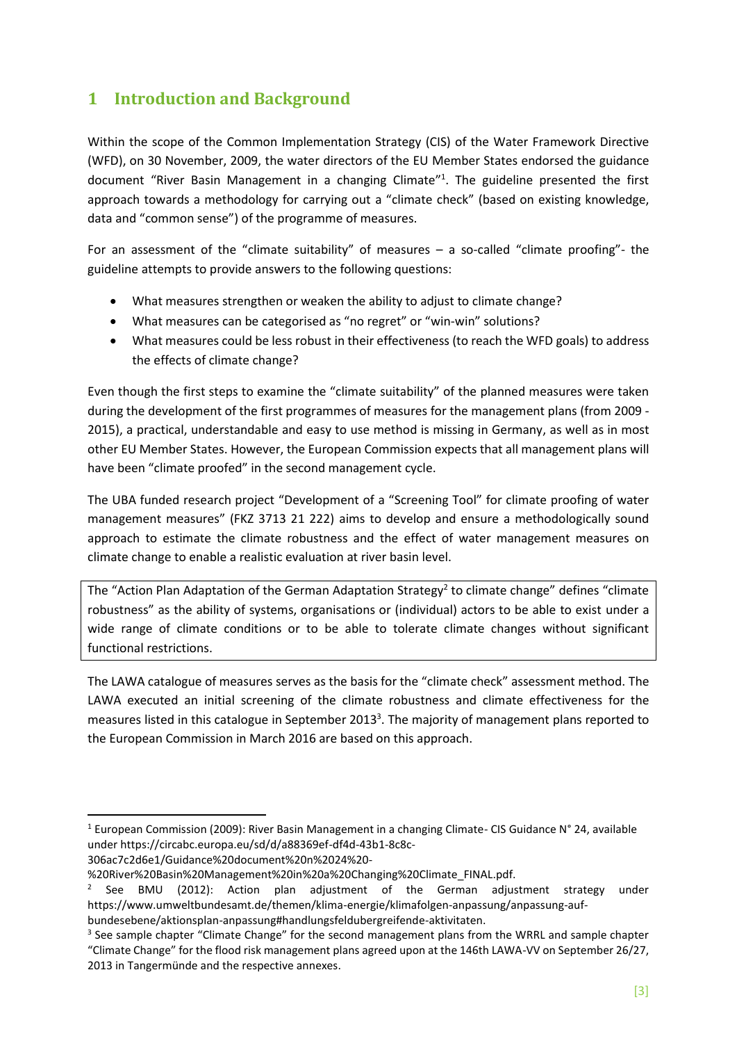# 1 Introduction and Background

Within the scope of the Common Implementation Strategy (CIS) of the Water Framework Directive (WFD), on 30 November, 2009, the water directors of the EU Member States endorsed the guidance document "River Basin Management in a changing Climate"[1]. The guideline presented the first approach towards a methodology for carrying out a "climate check" (based on existing knowledge, data and "common sense") of the programme of measures.

For an assessment of the "climate suitability" of measures – a so-called "climate proofing"- the guideline attempts to provide answers to the following questions:

- What measures strengthen or weaken the ability to adjust to climate change?
- What measures can be categorised as "no regret" or "win-win" solutions?
- What measures could be less robust in their effectiveness (to reach the WFD goals) to address the effects of climate change?

Even though the first steps to examine the "climate suitability" of the planned measures were taken during the development of the first programmes of measures for the management plans (from 2009 - 2015), a practical, understandable and easy to use method is missing in Germany, as well as in most other EU Member States. However, the European Commission expects that all management plans will have been "climate proofed" in the second management cycle.

The UBA funded research project "Development of a "Screening Tool" for climate proofing of water management measures" (FKZ 3713 21 222) aims to develop and ensure a methodologically sound approach to estimate the climate robustness and the effect of water management measures on climate change to enable a realistic evaluation at river basin level.

> The "Action Plan Adaptation of the German Adaptation Strategy[2] to climate change" defines "climate robustness" as the ability of systems, organisations or (individual) actors to be able to exist under a wide range of climate conditions or to be able to tolerate climate changes without significant functional restrictions.

The LAWA catalogue of measures serves as the basis for the "climate check" assessment method. The LAWA executed an initial screening of the climate robustness and climate effectiveness for the measures listed in this catalogue in September 2013[3]. The majority of management plans reported to the European Commission in March 2016 are based on this approach.

---

[1] European Commission (2009): River Basin Management in a changing Climate- CIS Guidance N° 24, available under https://circabc.europa.eu/sd/d/a88369ef-df4d-43b1-8c8c-306ac7c2d6e1/Guidance%20document%20n%2024%20-%20River%20Basin%20Management%20in%20a%20Changing%20Climate_FINAL.pdf.

[2] See BMU (2012): Action plan adjustment of the German adjustment strategy under https://www.umweltbundesamt.de/themen/klima-energie/klimafolgen-anpassung/anpassung-auf-bundesebene/aktionsplan-anpassung#handlungsfeldubergreifende-aktivitaten.

[3] See sample chapter "Climate Change" for the second management plans from the WRRL and sample chapter "Climate Change" for the flood risk management plans agreed upon at the 146th LAWA-VV on September 26/27, 2013 in Tangermünde and the respective annexes.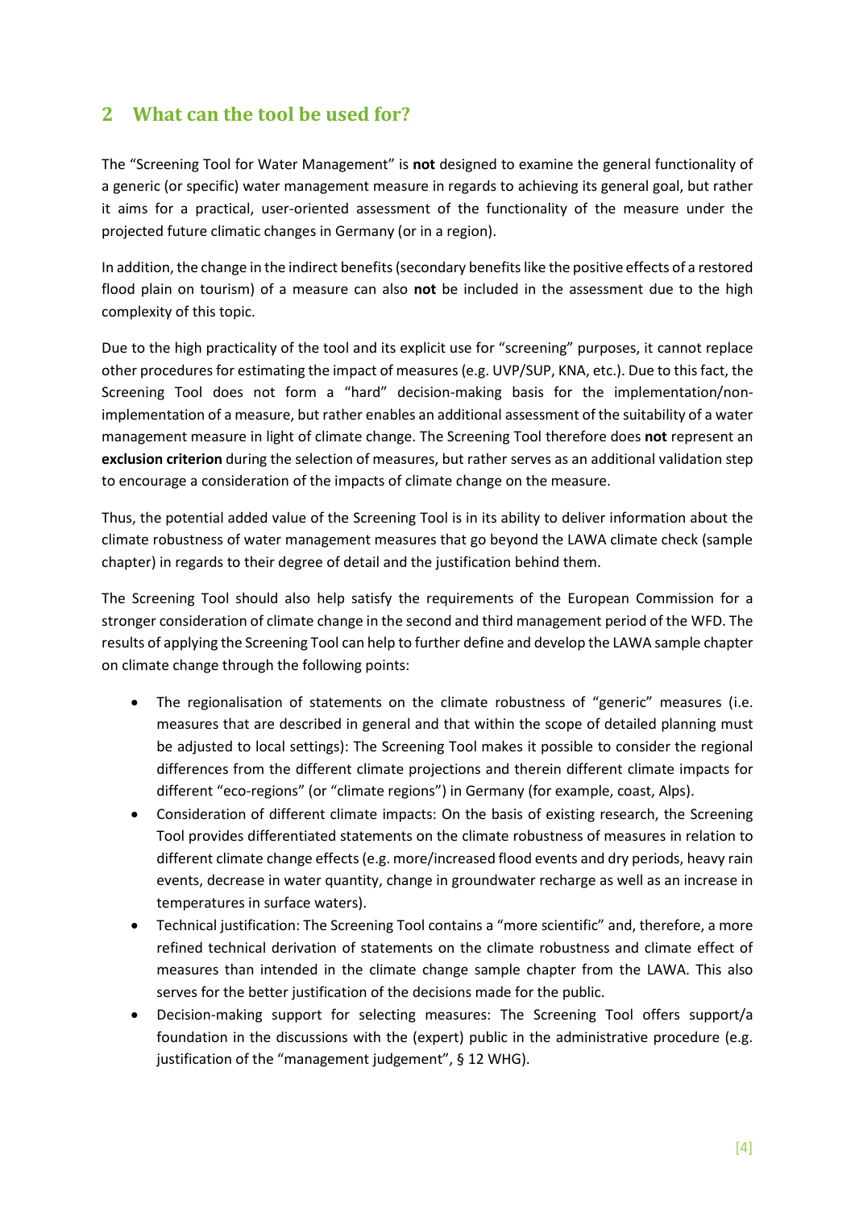## 2 What can the tool be used for?

The "Screening Tool for Water Management" is **not** designed to examine the general functionality of a generic (or specific) water management measure in regards to achieving its general goal, but rather it aims for a practical, user-oriented assessment of the functionality of the measure under the projected future climatic changes in Germany (or in a region).

In addition, the change in the indirect benefits (secondary benefits like the positive effects of a restored flood plain on tourism) of a measure can also **not** be included in the assessment due to the high complexity of this topic.

Due to the high practicality of the tool and its explicit use for "screening" purposes, it cannot replace other procedures for estimating the impact of measures (e.g. UVP/SUP, KNA, etc.). Due to this fact, the Screening Tool does not form a "hard" decision-making basis for the implementation/non-implementation of a measure, but rather enables an additional assessment of the suitability of a water management measure in light of climate change. The Screening Tool therefore does **not** represent an **exclusion criterion** during the selection of measures, but rather serves as an additional validation step to encourage a consideration of the impacts of climate change on the measure.

Thus, the potential added value of the Screening Tool is in its ability to deliver information about the climate robustness of water management measures that go beyond the LAWA climate check (sample chapter) in regards to their degree of detail and the justification behind them.

The Screening Tool should also help satisfy the requirements of the European Commission for a stronger consideration of climate change in the second and third management period of the WFD. The results of applying the Screening Tool can help to further define and develop the LAWA sample chapter on climate change through the following points:

- The regionalisation of statements on the climate robustness of "generic" measures (i.e. measures that are described in general and that within the scope of detailed planning must be adjusted to local settings): The Screening Tool makes it possible to consider the regional differences from the different climate projections and therein different climate impacts for different "eco-regions" (or "climate regions") in Germany (for example, coast, Alps).
- Consideration of different climate impacts: On the basis of existing research, the Screening Tool provides differentiated statements on the climate robustness of measures in relation to different climate change effects (e.g. more/increased flood events and dry periods, heavy rain events, decrease in water quantity, change in groundwater recharge as well as an increase in temperatures in surface waters).
- Technical justification: The Screening Tool contains a "more scientific" and, therefore, a more refined technical derivation of statements on the climate robustness and climate effect of measures than intended in the climate change sample chapter from the LAWA. This also serves for the better justification of the decisions made for the public.
- Decision-making support for selecting measures: The Screening Tool offers support/a foundation in the discussions with the (expert) public in the administrative procedure (e.g. justification of the "management judgement", § 12 WHG).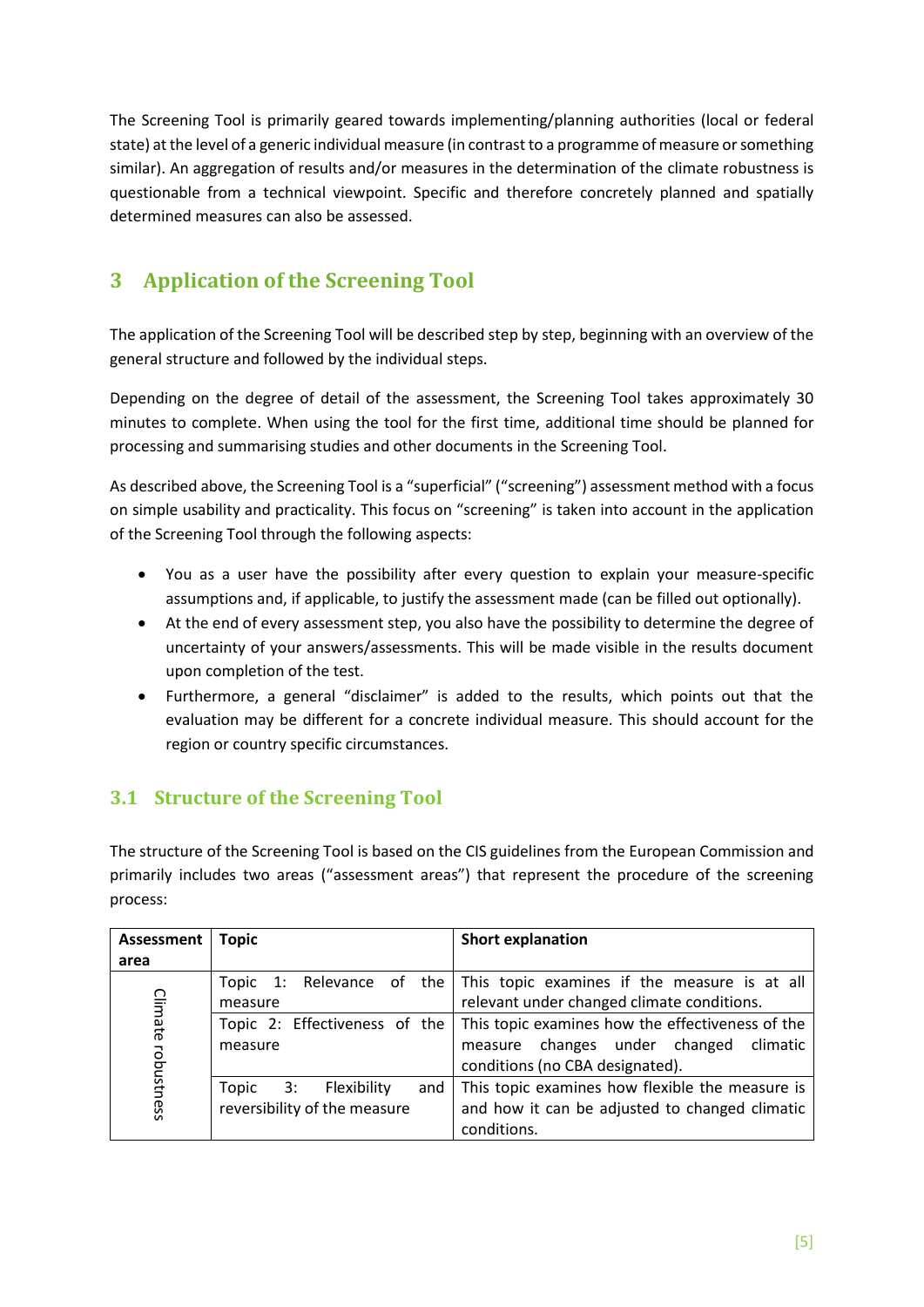The Screening Tool is primarily geared towards implementing/planning authorities (local or federal state) at the level of a generic individual measure (in contrast to a programme of measure or something similar). An aggregation of results and/or measures in the determination of the climate robustness is questionable from a technical viewpoint. Specific and therefore concretely planned and spatially determined measures can also be assessed.

# 3 Application of the Screening Tool

The application of the Screening Tool will be described step by step, beginning with an overview of the general structure and followed by the individual steps.

Depending on the degree of detail of the assessment, the Screening Tool takes approximately 30 minutes to complete. When using the tool for the first time, additional time should be planned for processing and summarising studies and other documents in the Screening Tool.

As described above, the Screening Tool is a "superficial" ("screening") assessment method with a focus on simple usability and practicality. This focus on "screening" is taken into account in the application of the Screening Tool through the following aspects:

- You as a user have the possibility after every question to explain your measure-specific assumptions and, if applicable, to justify the assessment made (can be filled out optionally).
- At the end of every assessment step, you also have the possibility to determine the degree of uncertainty of your answers/assessments. This will be made visible in the results document upon completion of the test.
- Furthermore, a general "disclaimer" is added to the results, which points out that the evaluation may be different for a concrete individual measure. This should account for the region or country specific circumstances.

## 3.1 Structure of the Screening Tool

The structure of the Screening Tool is based on the CIS guidelines from the European Commission and primarily includes two areas ("assessment areas") that represent the procedure of the screening process:

| Assessment area | Topic | Short explanation |
|---|---|---|
| Climate robustness | Topic 1: Relevance of the measure | This topic examines if the measure is at all relevant under changed climate conditions. |
| | Topic 2: Effectiveness of the measure | This topic examines how the effectiveness of the measure changes under changed climatic conditions (no CBA designated). |
| | Topic 3: Flexibility and reversibility of the measure | This topic examines how flexible the measure is and how it can be adjusted to changed climatic conditions. |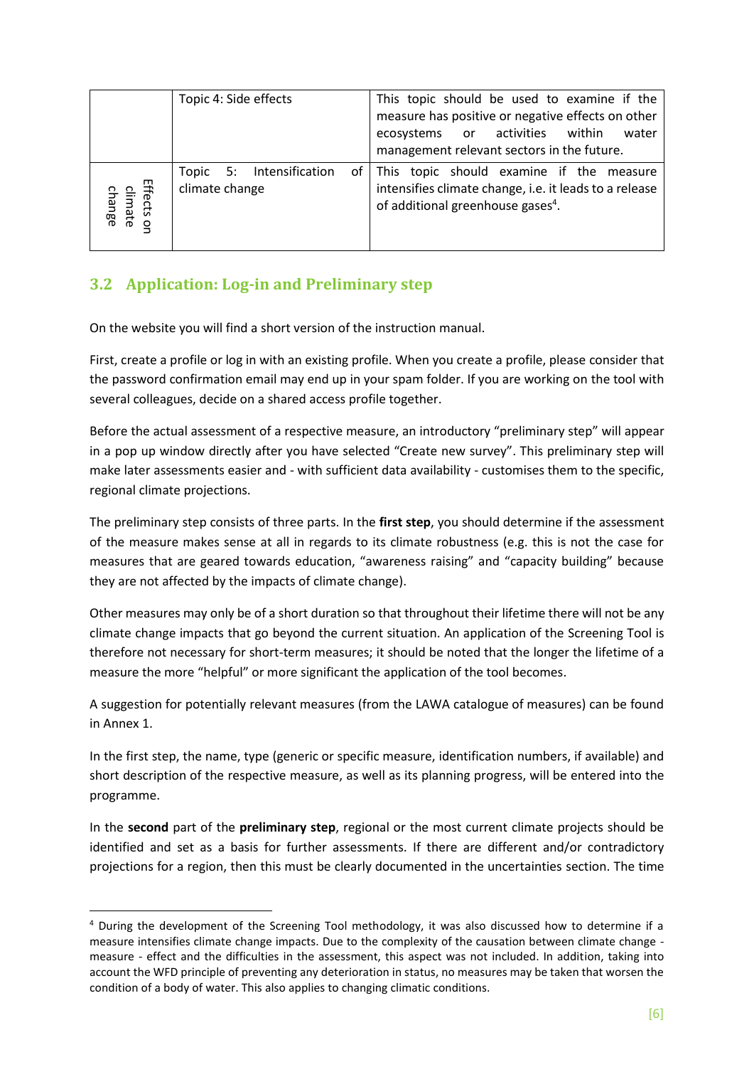| | | |
|---|---|---|
| | Topic 4: Side effects | This topic should be used to examine if the measure has positive or negative effects on other ecosystems or activities within water management relevant sectors in the future. |
| Effects on climate change | Topic 5: Intensification of climate change | This topic should examine if the measure intensifies climate change, i.e. it leads to a release of additional greenhouse gases[4]. |

## 3.2 Application: Log-in and Preliminary step

On the website you will find a short version of the instruction manual.

First, create a profile or log in with an existing profile. When you create a profile, please consider that the password confirmation email may end up in your spam folder. If you are working on the tool with several colleagues, decide on a shared access profile together.

Before the actual assessment of a respective measure, an introductory "preliminary step" will appear in a pop up window directly after you have selected "Create new survey". This preliminary step will make later assessments easier and - with sufficient data availability - customises them to the specific, regional climate projections.

The preliminary step consists of three parts. In the **first step**, you should determine if the assessment of the measure makes sense at all in regards to its climate robustness (e.g. this is not the case for measures that are geared towards education, "awareness raising" and "capacity building" because they are not affected by the impacts of climate change).

Other measures may only be of a short duration so that throughout their lifetime there will not be any climate change impacts that go beyond the current situation. An application of the Screening Tool is therefore not necessary for short-term measures; it should be noted that the longer the lifetime of a measure the more "helpful" or more significant the application of the tool becomes.

A suggestion for potentially relevant measures (from the LAWA catalogue of measures) can be found in Annex 1.

In the first step, the name, type (generic or specific measure, identification numbers, if available) and short description of the respective measure, as well as its planning progress, will be entered into the programme.

In the **second** part of the **preliminary step**, regional or the most current climate projects should be identified and set as a basis for further assessments. If there are different and/or contradictory projections for a region, then this must be clearly documented in the uncertainties section. The time

---

[4] During the development of the Screening Tool methodology, it was also discussed how to determine if a measure intensifies climate change impacts. Due to the complexity of the causation between climate change - measure - effect and the difficulties in the assessment, this aspect was not included. In addition, taking into account the WFD principle of preventing any deterioration in status, no measures may be taken that worsen the condition of a body of water. This also applies to changing climatic conditions.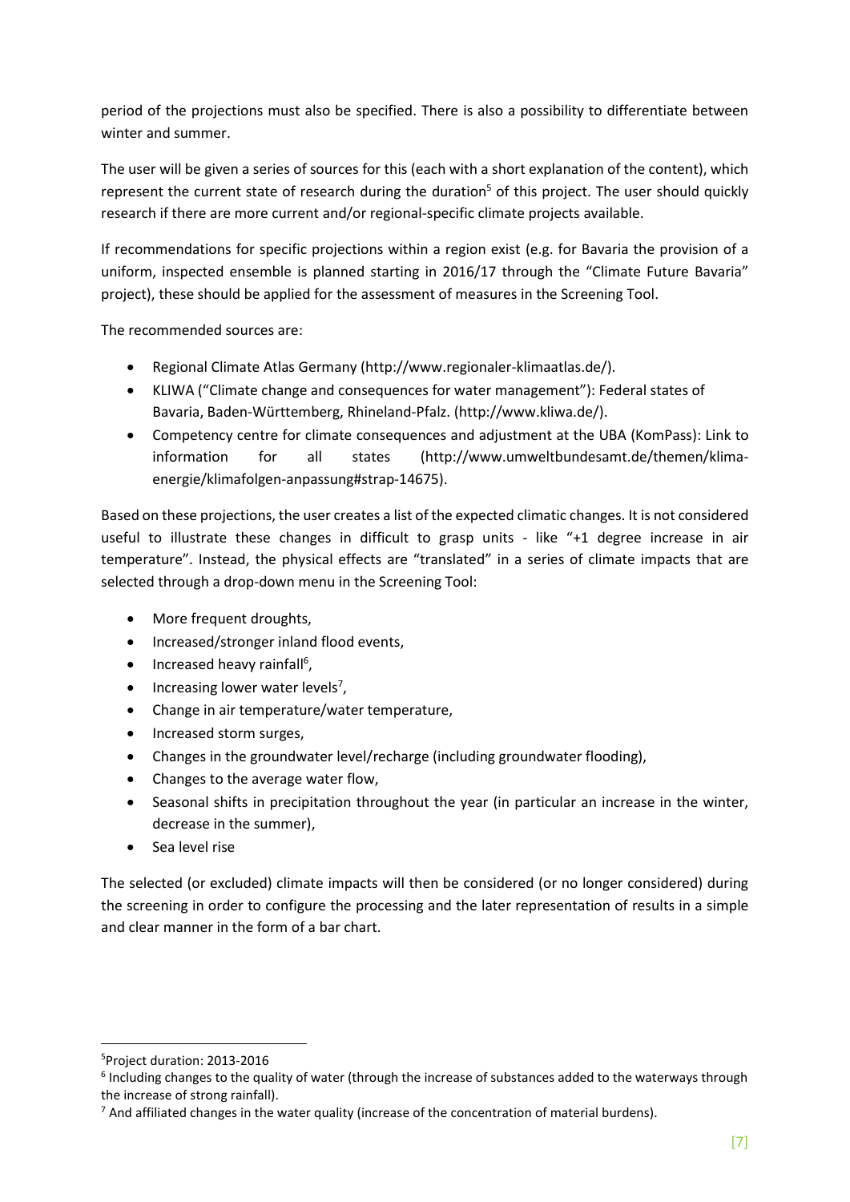period of the projections must also be specified. There is also a possibility to differentiate between winter and summer.

The user will be given a series of sources for this (each with a short explanation of the content), which represent the current state of research during the duration[5] of this project. The user should quickly research if there are more current and/or regional-specific climate projects available.

If recommendations for specific projections within a region exist (e.g. for Bavaria the provision of a uniform, inspected ensemble is planned starting in 2016/17 through the "Climate Future Bavaria" project), these should be applied for the assessment of measures in the Screening Tool.

The recommended sources are:

- Regional Climate Atlas Germany (http://www.regionaler-klimaatlas.de/).
- KLIWA ("Climate change and consequences for water management"): Federal states of Bavaria, Baden-Württemberg, Rhineland-Pfalz. (http://www.kliwa.de/).
- Competency centre for climate consequences and adjustment at the UBA (KomPass): Link to information for all states (http://www.umweltbundesamt.de/themen/klima-energie/klimafolgen-anpassung#strap-14675).

Based on these projections, the user creates a list of the expected climatic changes. It is not considered useful to illustrate these changes in difficult to grasp units - like "+1 degree increase in air temperature". Instead, the physical effects are "translated" in a series of climate impacts that are selected through a drop-down menu in the Screening Tool:

- More frequent droughts,
- Increased/stronger inland flood events,
- Increased heavy rainfall[6],
- Increasing lower water levels[7],
- Change in air temperature/water temperature,
- Increased storm surges,
- Changes in the groundwater level/recharge (including groundwater flooding),
- Changes to the average water flow,
- Seasonal shifts in precipitation throughout the year (in particular an increase in the winter, decrease in the summer),
- Sea level rise

The selected (or excluded) climate impacts will then be considered (or no longer considered) during the screening in order to configure the processing and the later representation of results in a simple and clear manner in the form of a bar chart.

[5] Project duration: 2013-2016

[6] Including changes to the quality of water (through the increase of substances added to the waterways through the increase of strong rainfall).

[7] And affiliated changes in the water quality (increase of the concentration of material burdens).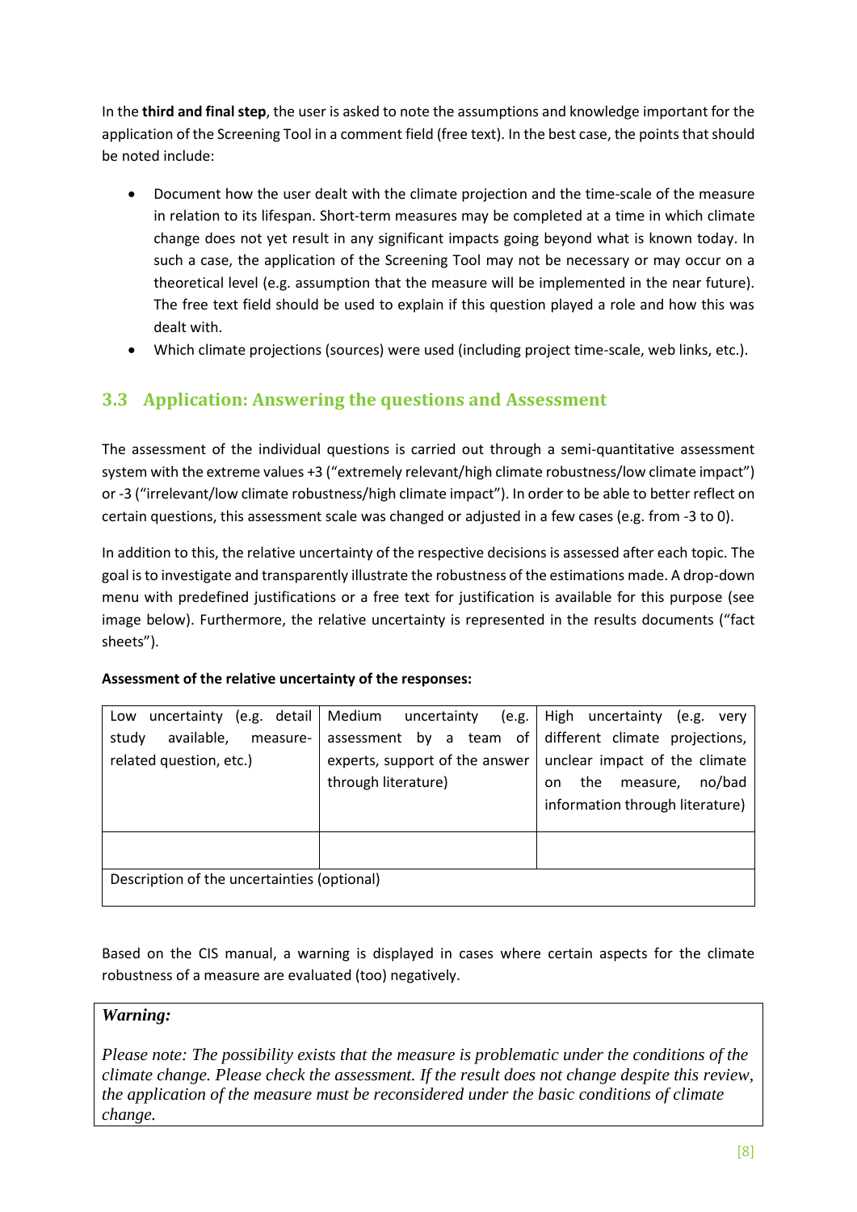In the **third and final step**, the user is asked to note the assumptions and knowledge important for the application of the Screening Tool in a comment field (free text). In the best case, the points that should be noted include:

- Document how the user dealt with the climate projection and the time-scale of the measure in relation to its lifespan. Short-term measures may be completed at a time in which climate change does not yet result in any significant impacts going beyond what is known today. In such a case, the application of the Screening Tool may not be necessary or may occur on a theoretical level (e.g. assumption that the measure will be implemented in the near future). The free text field should be used to explain if this question played a role and how this was dealt with.
- Which climate projections (sources) were used (including project time-scale, web links, etc.).

## 3.3 Application: Answering the questions and Assessment

The assessment of the individual questions is carried out through a semi-quantitative assessment system with the extreme values +3 ("extremely relevant/high climate robustness/low climate impact") or -3 ("irrelevant/low climate robustness/high climate impact"). In order to be able to better reflect on certain questions, this assessment scale was changed or adjusted in a few cases (e.g. from -3 to 0).

In addition to this, the relative uncertainty of the respective decisions is assessed after each topic. The goal is to investigate and transparently illustrate the robustness of the estimations made. A drop-down menu with predefined justifications or a free text for justification is available for this purpose (see image below). Furthermore, the relative uncertainty is represented in the results documents ("fact sheets").

**Assessment of the relative uncertainty of the responses:**

| Low uncertainty (e.g. detail study available, measure-related question, etc.) | Medium uncertainty (e.g. assessment by a team of experts, support of the answer through literature) | High uncertainty (e.g. very different climate projections, unclear impact of the climate on the measure, no/bad information through literature) |
|---|---|---|
| | | |
| Description of the uncertainties (optional) | | |

Based on the CIS manual, a warning is displayed in cases where certain aspects for the climate robustness of a measure are evaluated (too) negatively.

| ***Warning:*** <br><br> *Please note: The possibility exists that the measure is problematic under the conditions of the climate change. Please check the assessment. If the result does not change despite this review, the application of the measure must be reconsidered under the basic conditions of climate change.* |
|---|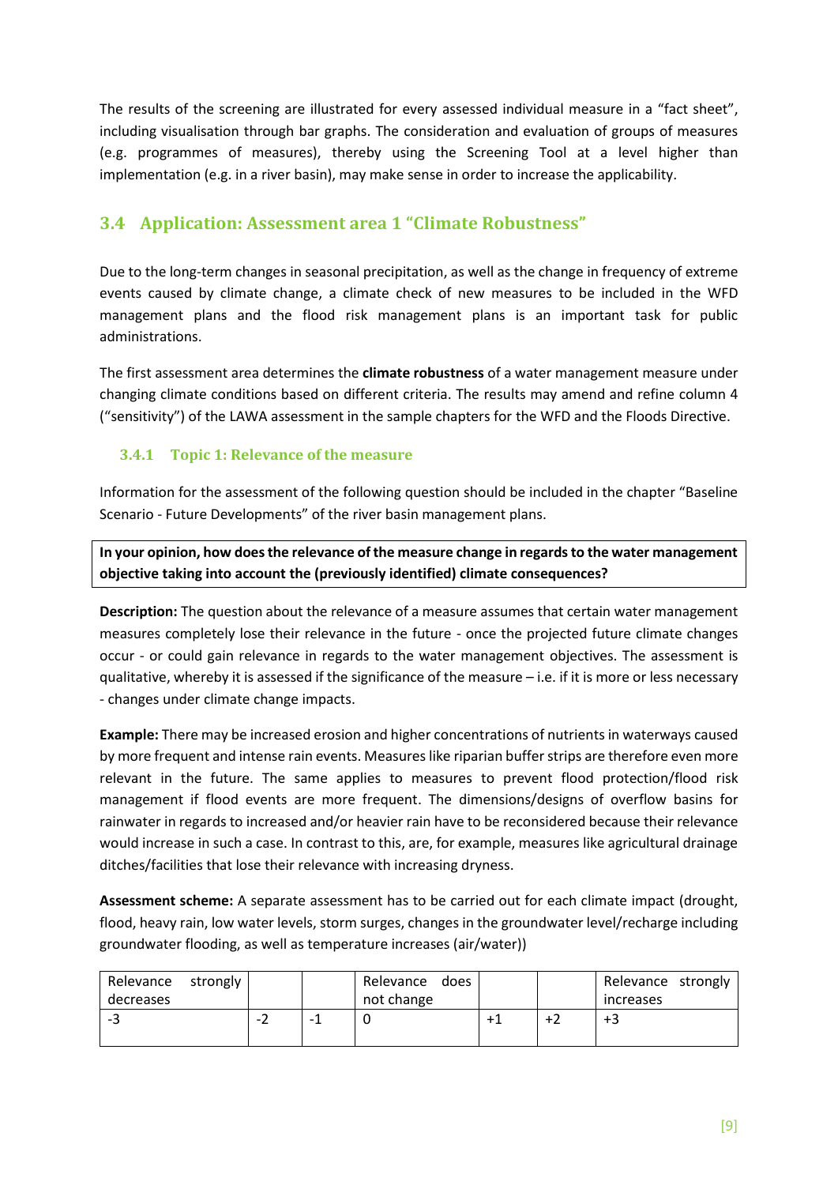The results of the screening are illustrated for every assessed individual measure in a "fact sheet", including visualisation through bar graphs. The consideration and evaluation of groups of measures (e.g. programmes of measures), thereby using the Screening Tool at a level higher than implementation (e.g. in a river basin), may make sense in order to increase the applicability.

## 3.4 Application: Assessment area 1 "Climate Robustness"

Due to the long-term changes in seasonal precipitation, as well as the change in frequency of extreme events caused by climate change, a climate check of new measures to be included in the WFD management plans and the flood risk management plans is an important task for public administrations.

The first assessment area determines the **climate robustness** of a water management measure under changing climate conditions based on different criteria. The results may amend and refine column 4 ("sensitivity") of the LAWA assessment in the sample chapters for the WFD and the Floods Directive.

### 3.4.1 Topic 1: Relevance of the measure

Information for the assessment of the following question should be included in the chapter "Baseline Scenario - Future Developments" of the river basin management plans.

**In your opinion, how does the relevance of the measure change in regards to the water management objective taking into account the (previously identified) climate consequences?**

**Description:** The question about the relevance of a measure assumes that certain water management measures completely lose their relevance in the future - once the projected future climate changes occur - or could gain relevance in regards to the water management objectives. The assessment is qualitative, whereby it is assessed if the significance of the measure – i.e. if it is more or less necessary - changes under climate change impacts.

**Example:** There may be increased erosion and higher concentrations of nutrients in waterways caused by more frequent and intense rain events. Measures like riparian buffer strips are therefore even more relevant in the future. The same applies to measures to prevent flood protection/flood risk management if flood events are more frequent. The dimensions/designs of overflow basins for rainwater in regards to increased and/or heavier rain have to be reconsidered because their relevance would increase in such a case. In contrast to this, are, for example, measures like agricultural drainage ditches/facilities that lose their relevance with increasing dryness.

**Assessment scheme:** A separate assessment has to be carried out for each climate impact (drought, flood, heavy rain, low water levels, storm surges, changes in the groundwater level/recharge including groundwater flooding, as well as temperature increases (air/water))

| Relevance strongly decreases | | | Relevance does not change | | | Relevance strongly increases |
|---|---|---|---|---|---|---|
| -3 | -2 | -1 | 0 | +1 | +2 | +3 |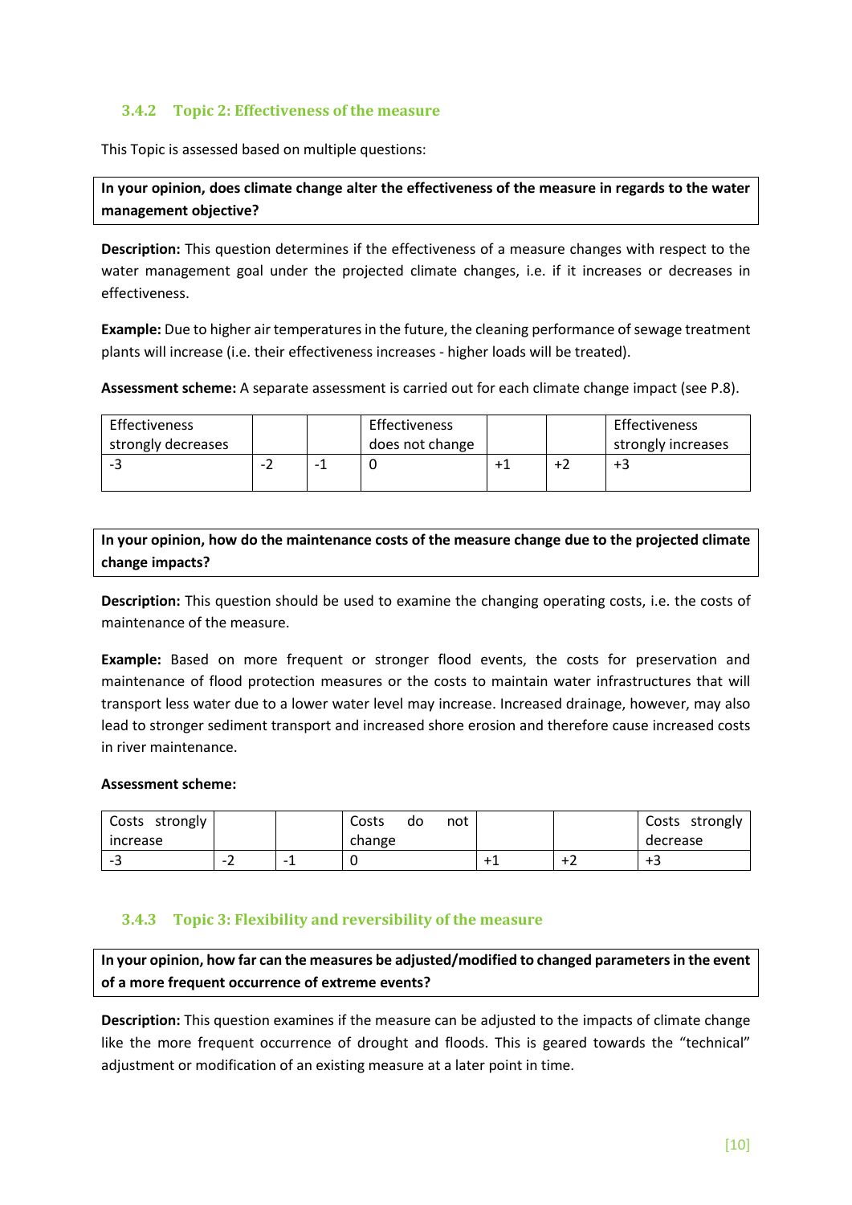### 3.4.2 Topic 2: Effectiveness of the measure

This Topic is assessed based on multiple questions:

**In your opinion, does climate change alter the effectiveness of the measure in regards to the water management objective?**

**Description:** This question determines if the effectiveness of a measure changes with respect to the water management goal under the projected climate changes, i.e. if it increases or decreases in effectiveness.

**Example:** Due to higher air temperatures in the future, the cleaning performance of sewage treatment plants will increase (i.e. their effectiveness increases - higher loads will be treated).

**Assessment scheme:** A separate assessment is carried out for each climate change impact (see P.8).

| Effectiveness strongly decreases | | | Effectiveness does not change | | | Effectiveness strongly increases |
|---|---|---|---|---|---|---|
| -3 | -2 | -1 | 0 | +1 | +2 | +3 |

**In your opinion, how do the maintenance costs of the measure change due to the projected climate change impacts?**

**Description:** This question should be used to examine the changing operating costs, i.e. the costs of maintenance of the measure.

**Example:** Based on more frequent or stronger flood events, the costs for preservation and maintenance of flood protection measures or the costs to maintain water infrastructures that will transport less water due to a lower water level may increase. Increased drainage, however, may also lead to stronger sediment transport and increased shore erosion and therefore cause increased costs in river maintenance.

**Assessment scheme:**

| Costs strongly increase | | | Costs do not change | | | Costs strongly decrease |
|---|---|---|---|---|---|---|
| -3 | -2 | -1 | 0 | +1 | +2 | +3 |

### 3.4.3 Topic 3: Flexibility and reversibility of the measure

**In your opinion, how far can the measures be adjusted/modified to changed parameters in the event of a more frequent occurrence of extreme events?**

**Description:** This question examines if the measure can be adjusted to the impacts of climate change like the more frequent occurrence of drought and floods. This is geared towards the "technical" adjustment or modification of an existing measure at a later point in time.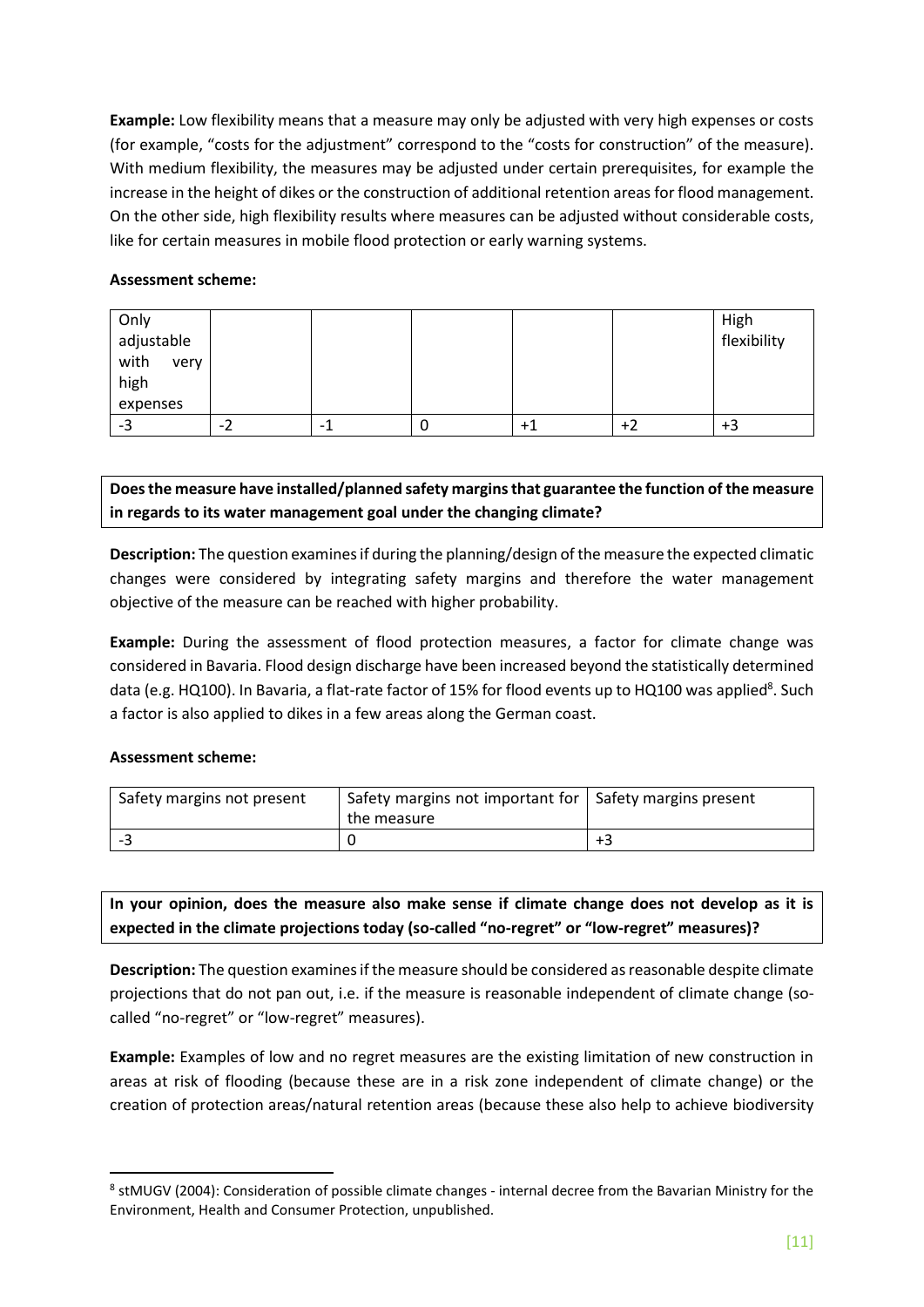**Example:** Low flexibility means that a measure may only be adjusted with very high expenses or costs (for example, "costs for the adjustment" correspond to the "costs for construction" of the measure). With medium flexibility, the measures may be adjusted under certain prerequisites, for example the increase in the height of dikes or the construction of additional retention areas for flood management. On the other side, high flexibility results where measures can be adjusted without considerable costs, like for certain measures in mobile flood protection or early warning systems.

**Assessment scheme:**

| Only adjustable with very high expenses | | | | | | High flexibility |
|---|---|---|---|---|---|---|
| -3 | -2 | -1 | 0 | +1 | +2 | +3 |

**Does the measure have installed/planned safety margins that guarantee the function of the measure in regards to its water management goal under the changing climate?**

**Description:** The question examines if during the planning/design of the measure the expected climatic changes were considered by integrating safety margins and therefore the water management objective of the measure can be reached with higher probability.

**Example:** During the assessment of flood protection measures, a factor for climate change was considered in Bavaria. Flood design discharge have been increased beyond the statistically determined data (e.g. HQ100). In Bavaria, a flat-rate factor of 15% for flood events up to HQ100 was applied[8]. Such a factor is also applied to dikes in a few areas along the German coast.

**Assessment scheme:**

| Safety margins not present | Safety margins not important for the measure | Safety margins present |
|---|---|---|
| -3 | 0 | +3 |

**In your opinion, does the measure also make sense if climate change does not develop as it is expected in the climate projections today (so-called "no-regret" or "low-regret" measures)?**

**Description:** The question examines if the measure should be considered as reasonable despite climate projections that do not pan out, i.e. if the measure is reasonable independent of climate change (so-called "no-regret" or "low-regret" measures).

**Example:** Examples of low and no regret measures are the existing limitation of new construction in areas at risk of flooding (because these are in a risk zone independent of climate change) or the creation of protection areas/natural retention areas (because these also help to achieve biodiversity

---

[8] stMUGV (2004): Consideration of possible climate changes - internal decree from the Bavarian Ministry for the Environment, Health and Consumer Protection, unpublished.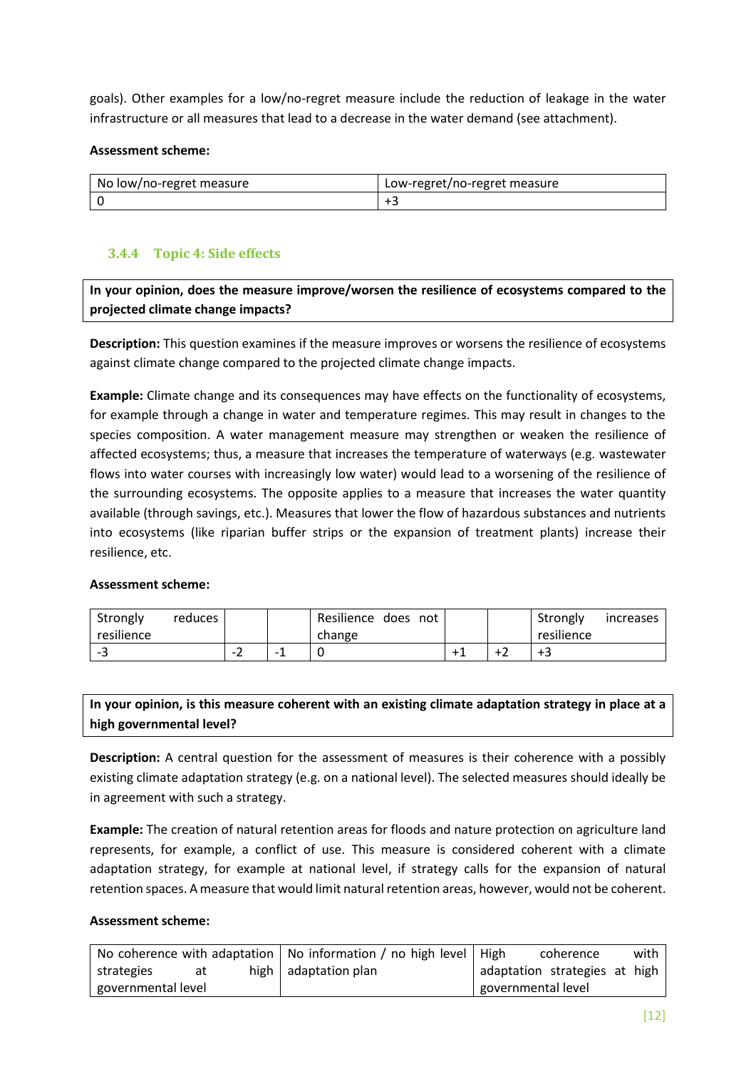goals). Other examples for a low/no-regret measure include the reduction of leakage in the water infrastructure or all measures that lead to a decrease in the water demand (see attachment).

**Assessment scheme:**

| No low/no-regret measure | Low-regret/no-regret measure |
|---|---|
| 0 | +3 |

### 3.4.4 Topic 4: Side effects

**In your opinion, does the measure improve/worsen the resilience of ecosystems compared to the projected climate change impacts?**

**Description:** This question examines if the measure improves or worsens the resilience of ecosystems against climate change compared to the projected climate change impacts.

**Example:** Climate change and its consequences may have effects on the functionality of ecosystems, for example through a change in water and temperature regimes. This may result in changes to the species composition. A water management measure may strengthen or weaken the resilience of affected ecosystems; thus, a measure that increases the temperature of waterways (e.g. wastewater flows into water courses with increasingly low water) would lead to a worsening of the resilience of the surrounding ecosystems. The opposite applies to a measure that increases the water quantity available (through savings, etc.). Measures that lower the flow of hazardous substances and nutrients into ecosystems (like riparian buffer strips or the expansion of treatment plants) increase their resilience, etc.

**Assessment scheme:**

| Strongly reduces resilience | | | Resilience does not change | | | Strongly increases resilience |
|---|---|---|---|---|---|---|
| -3 | -2 | -1 | 0 | +1 | +2 | +3 |

**In your opinion, is this measure coherent with an existing climate adaptation strategy in place at a high governmental level?**

**Description:** A central question for the assessment of measures is their coherence with a possibly existing climate adaptation strategy (e.g. on a national level). The selected measures should ideally be in agreement with such a strategy.

**Example:** The creation of natural retention areas for floods and nature protection on agriculture land represents, for example, a conflict of use. This measure is considered coherent with a climate adaptation strategy, for example at national level, if strategy calls for the expansion of natural retention spaces. A measure that would limit natural retention areas, however, would not be coherent.

**Assessment scheme:**

| No coherence with adaptation strategies at high governmental level | No information / no high level adaptation plan | High coherence with adaptation strategies at high governmental level |
|---|---|---|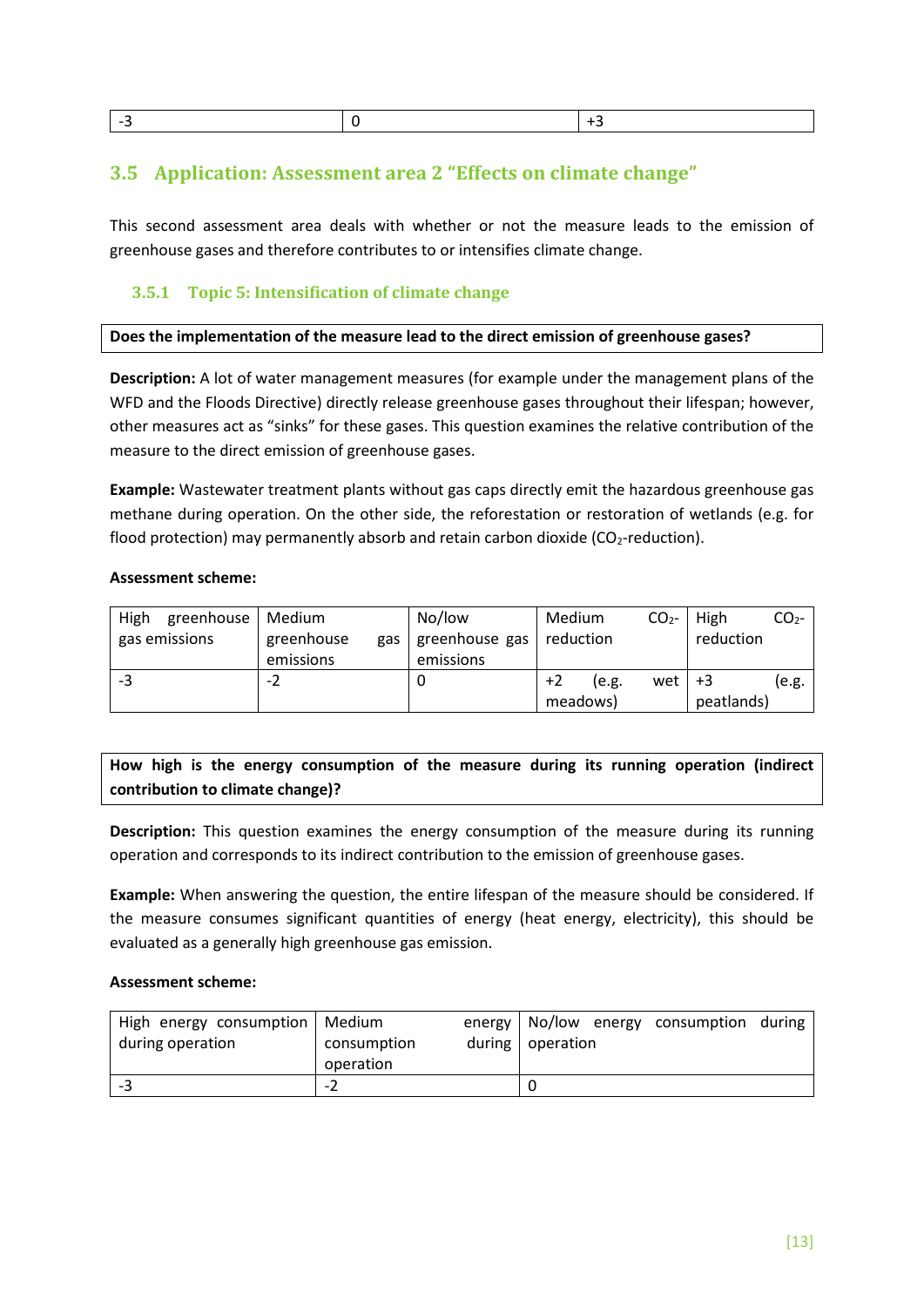| -3 | 0 | +3 |
|---|---|---|

## 3.5 Application: Assessment area 2 "Effects on climate change"

This second assessment area deals with whether or not the measure leads to the emission of greenhouse gases and therefore contributes to or intensifies climate change.

### 3.5.1 Topic 5: Intensification of climate change

**Does the implementation of the measure lead to the direct emission of greenhouse gases?**

**Description:** A lot of water management measures (for example under the management plans of the WFD and the Floods Directive) directly release greenhouse gases throughout their lifespan; however, other measures act as "sinks" for these gases. This question examines the relative contribution of the measure to the direct emission of greenhouse gases.

**Example:** Wastewater treatment plants without gas caps directly emit the hazardous greenhouse gas methane during operation. On the other side, the reforestation or restoration of wetlands (e.g. for flood protection) may permanently absorb and retain carbon dioxide ($CO_2$-reduction).

**Assessment scheme:**

| High greenhouse gas emissions | Medium greenhouse gas emissions | No/low greenhouse gas emissions | Medium $CO_2$-reduction | High $CO_2$-reduction |
|---|---|---|---|---|
| -3 | -2 | 0 | +2 (e.g. wet meadows) | +3 (e.g. peatlands) |

**How high is the energy consumption of the measure during its running operation (indirect contribution to climate change)?**

**Description:** This question examines the energy consumption of the measure during its running operation and corresponds to its indirect contribution to the emission of greenhouse gases.

**Example:** When answering the question, the entire lifespan of the measure should be considered. If the measure consumes significant quantities of energy (heat energy, electricity), this should be evaluated as a generally high greenhouse gas emission.

**Assessment scheme:**

| High energy consumption during operation | Medium energy consumption during operation | No/low energy consumption during operation |
|---|---|---|
| -3 | -2 | 0 |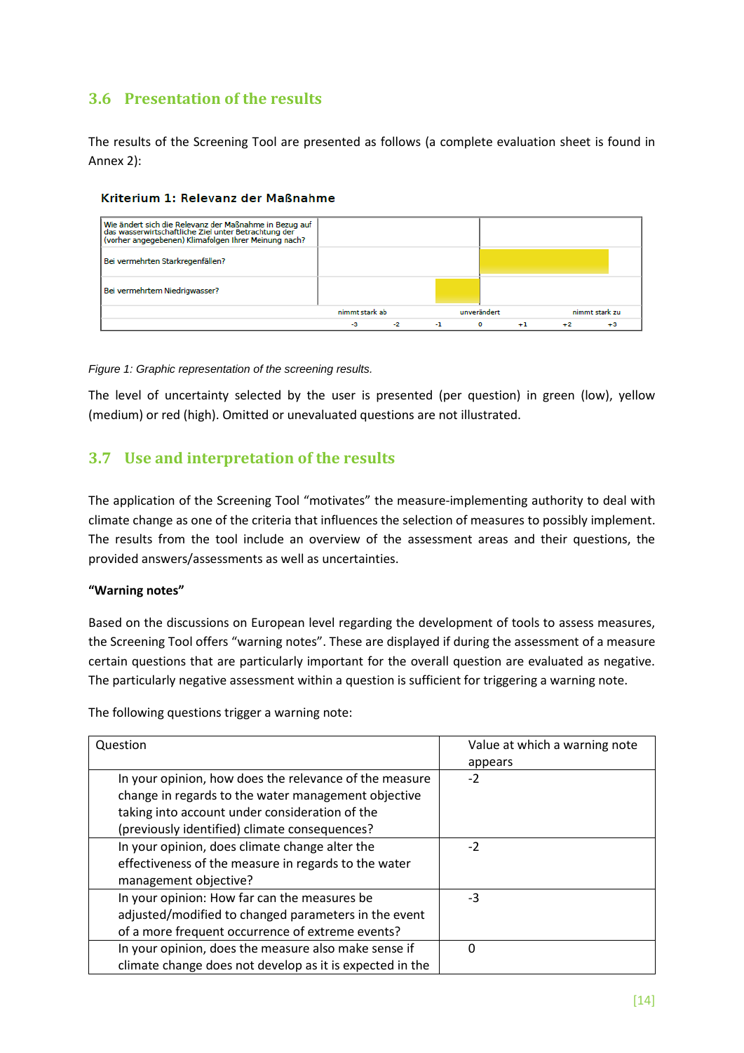## 3.6 Presentation of the results

The results of the Screening Tool are presented as follows (a complete evaluation sheet is found in Annex 2):

**Kriterium 1: Relevanz der Maßnahme**

| Wie ändert sich die Relevanz der Maßnahme in Bezug auf das wasserwirtschaftliche Ziel unter Betrachtung der (vorher angegebenen) Klimafolgen Ihrer Meinung nach? | | | | | | | |
|---|---|---|---|---|---|---|---|
| Bei vermehrten Starkregenfällen? | | | | | | | |
| Bei vermehrtem Niedrigwasser? | | | | | | | |
| | nimmt stark ab | | | unverändert | | | nimmt stark zu |
| | -3 | -2 | -1 | 0 | +1 | +2 | +3 |

*Figure 1: Graphic representation of the screening results.*

The level of uncertainty selected by the user is presented (per question) in green (low), yellow (medium) or red (high). Omitted or unevaluated questions are not illustrated.

## 3.7 Use and interpretation of the results

The application of the Screening Tool "motivates" the measure-implementing authority to deal with climate change as one of the criteria that influences the selection of measures to possibly implement. The results from the tool include an overview of the assessment areas and their questions, the provided answers/assessments as well as uncertainties.

**"Warning notes"**

Based on the discussions on European level regarding the development of tools to assess measures, the Screening Tool offers "warning notes". These are displayed if during the assessment of a measure certain questions that are particularly important for the overall question are evaluated as negative. The particularly negative assessment within a question is sufficient for triggering a warning note.

The following questions trigger a warning note:

| Question | Value at which a warning note appears |
|---|---|
| In your opinion, how does the relevance of the measure change in regards to the water management objective taking into account under consideration of the (previously identified) climate consequences? | -2 |
| In your opinion, does climate change alter the effectiveness of the measure in regards to the water management objective? | -2 |
| In your opinion: How far can the measures be adjusted/modified to changed parameters in the event of a more frequent occurrence of extreme events? | -3 |
| In your opinion, does the measure also make sense if climate change does not develop as it is expected in the | 0 |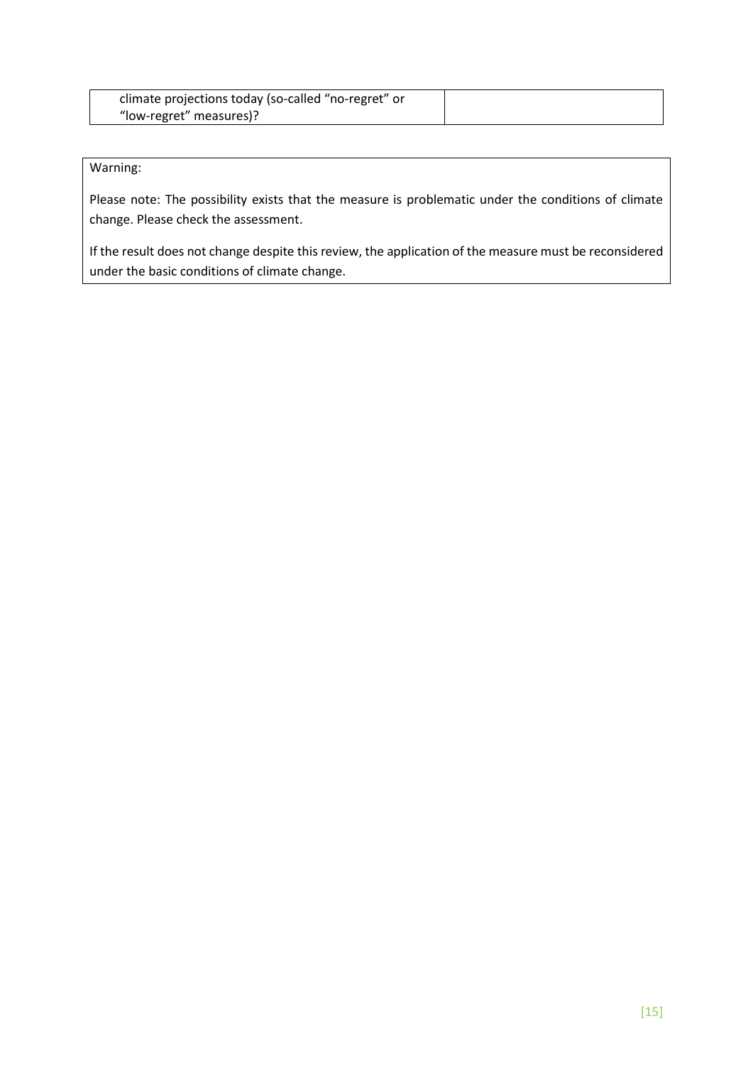| | |
|---|---|
| climate projections today (so-called "no-regret" or "low-regret" measures)? | |

Warning:

Please note: The possibility exists that the measure is problematic under the conditions of climate change. Please check the assessment.

If the result does not change despite this review, the application of the measure must be reconsidered under the basic conditions of climate change.